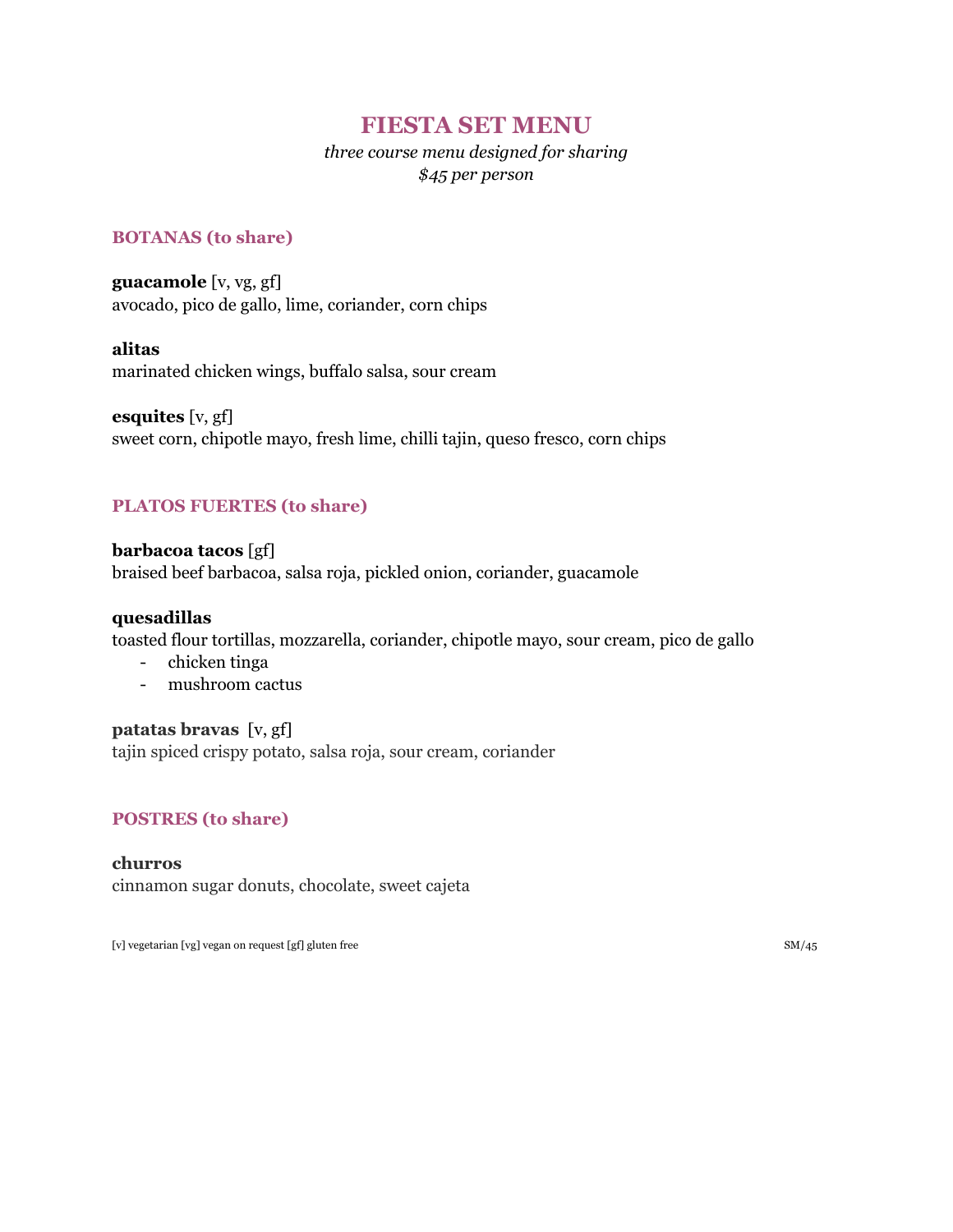# FIESTA SET MENU

*three course menu designed for sharing*
*$45 per person*

## BOTANAS (to share)

**guacamole** [v, vg, gf]
avocado, pico de gallo, lime, coriander, corn chips

**alitas**
marinated chicken wings, buffalo salsa, sour cream

**esquites** [v, gf]
sweet corn, chipotle mayo, fresh lime, chilli tajin, queso fresco, corn chips

## PLATOS FUERTES (to share)

**barbacoa tacos** [gf]
braised beef barbacoa, salsa roja, pickled onion, coriander, guacamole

**quesadillas**
toasted flour tortillas, mozzarella, coriander, chipotle mayo, sour cream, pico de gallo

- chicken tinga
- mushroom cactus

**patatas bravas** [v, gf]
tajin spiced crispy potato, salsa roja, sour cream, coriander

## POSTRES (to share)

**churros**
cinnamon sugar donuts, chocolate, sweet cajeta

[v] vegetarian [vg] vegan on request [gf] gluten free

SM/45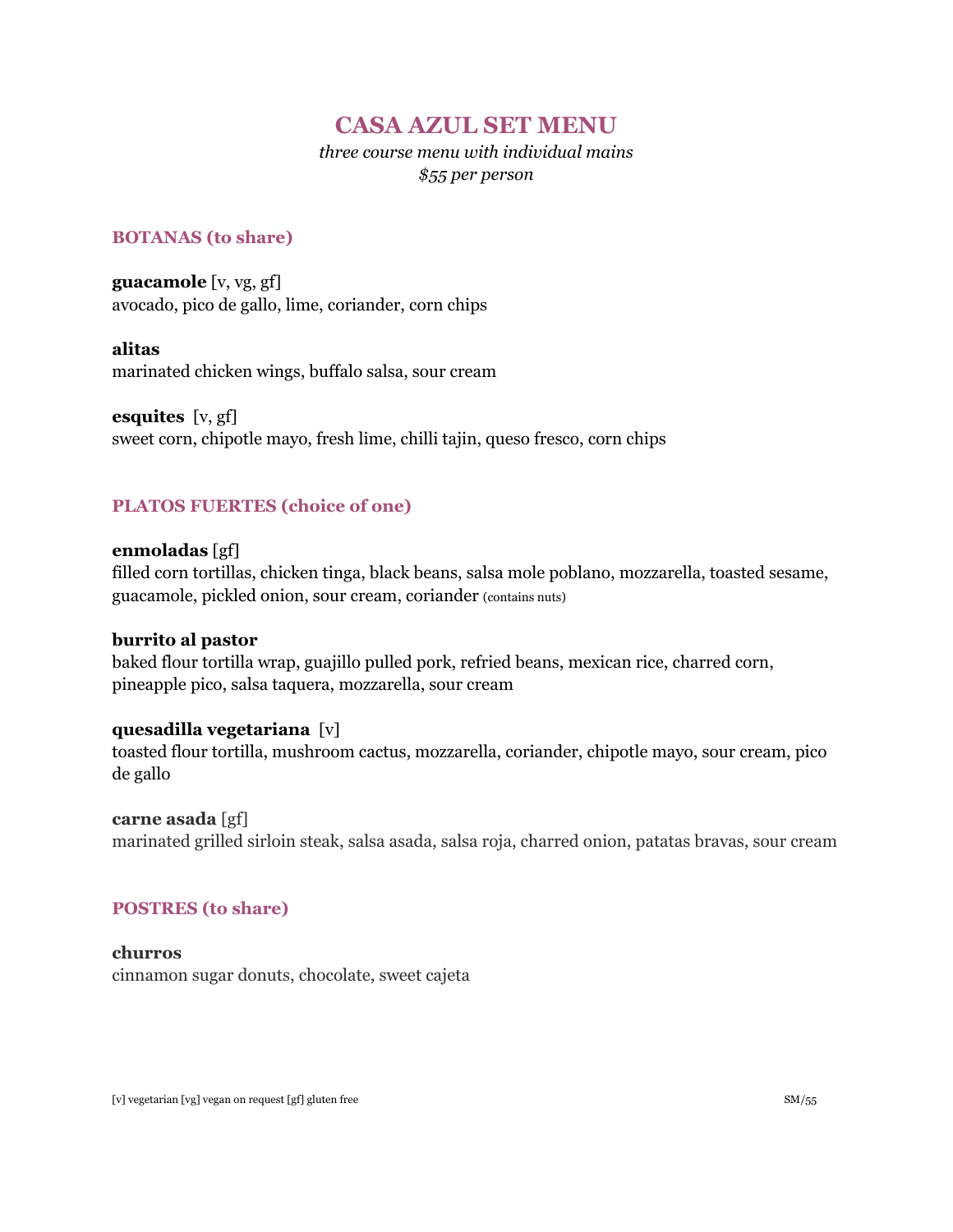# CASA AZUL SET MENU

*three course menu with individual mains*
*$55 per person*

## BOTANAS (to share)

**guacamole** [v, vg, gf]
avocado, pico de gallo, lime, coriander, corn chips

**alitas**
marinated chicken wings, buffalo salsa, sour cream

**esquites** [v, gf]
sweet corn, chipotle mayo, fresh lime, chilli tajin, queso fresco, corn chips

## PLATOS FUERTES (choice of one)

**enmoladas** [gf]
filled corn tortillas, chicken tinga, black beans, salsa mole poblano, mozzarella, toasted sesame, guacamole, pickled onion, sour cream, coriander (contains nuts)

**burrito al pastor**
baked flour tortilla wrap, guajillo pulled pork, refried beans, mexican rice, charred corn, pineapple pico, salsa taquera, mozzarella, sour cream

**quesadilla vegetariana** [v]
toasted flour tortilla, mushroom cactus, mozzarella, coriander, chipotle mayo, sour cream, pico de gallo

**carne asada** [gf]
marinated grilled sirloin steak, salsa asada, salsa roja, charred onion, patatas bravas, sour cream

## POSTRES (to share)

**churros**
cinnamon sugar donuts, chocolate, sweet cajeta

[v] vegetarian [vg] vegan on request [gf] gluten free

SM/55